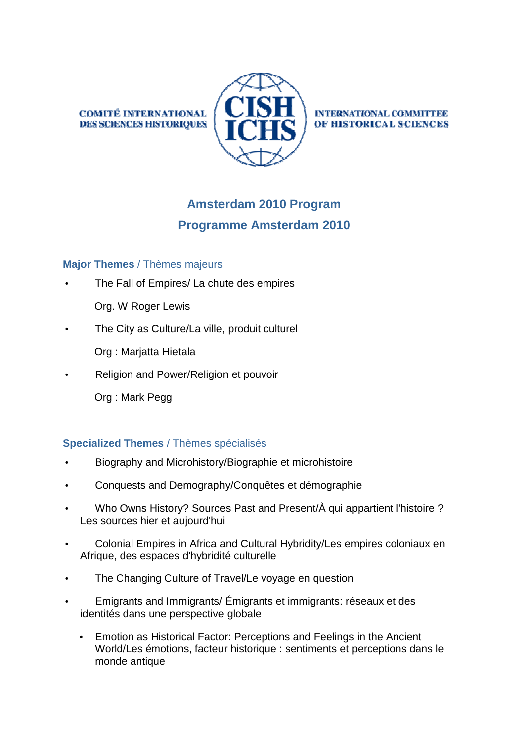COMITÉ INTERNATIONAL DES SCIENCES HISTORIQUES

CISH ICHS

INTERNATIONAL COMMITTEE OF HISTORICAL SCIENCES

# Amsterdam 2010 Program

# Programme Amsterdam 2010

## Major Themes / Thèmes majeurs

- The Fall of Empires/ La chute des empires

  Org. W Roger Lewis

- The City as Culture/La ville, produit culturel

  Org : Marjatta Hietala

- Religion and Power/Religion et pouvoir

  Org : Mark Pegg

## Specialized Themes / Thèmes spécialisés

- Biography and Microhistory/Biographie et microhistoire
- Conquests and Demography/Conquêtes et démographie
- Who Owns History? Sources Past and Present/À qui appartient l'histoire ? Les sources hier et aujourd'hui
- Colonial Empires in Africa and Cultural Hybridity/Les empires coloniaux en Afrique, des espaces d'hybridité culturelle
- The Changing Culture of Travel/Le voyage en question
- Emigrants and Immigrants/ Émigrants et immigrants: réseaux et des identités dans une perspective globale
  - Emotion as Historical Factor: Perceptions and Feelings in the Ancient World/Les émotions, facteur historique : sentiments et perceptions dans le monde antique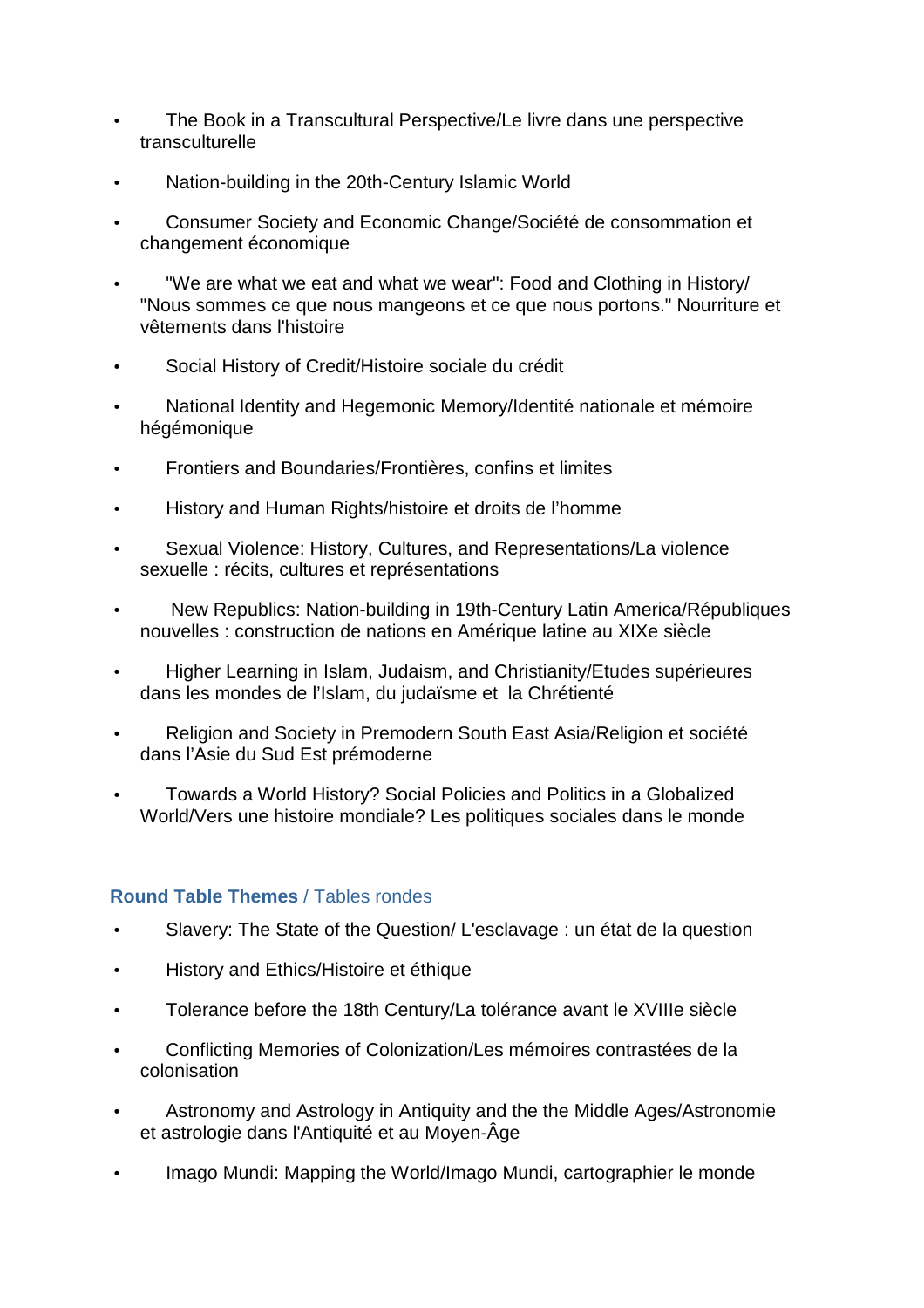- The Book in a Transcultural Perspective/Le livre dans une perspective transculturelle
- Nation-building in the 20th-Century Islamic World
- Consumer Society and Economic Change/Société de consommation et changement économique
- "We are what we eat and what we wear": Food and Clothing in History/ "Nous sommes ce que nous mangeons et ce que nous portons." Nourriture et vêtements dans l'histoire
- Social History of Credit/Histoire sociale du crédit
- National Identity and Hegemonic Memory/Identité nationale et mémoire hégémonique
- Frontiers and Boundaries/Frontières, confins et limites
- History and Human Rights/histoire et droits de l'homme
- Sexual Violence: History, Cultures, and Representations/La violence sexuelle : récits, cultures et représentations
- New Republics: Nation-building in 19th-Century Latin America/Républiques nouvelles : construction de nations en Amérique latine au XIXe siècle
- Higher Learning in Islam, Judaism, and Christianity/Etudes supérieures dans les mondes de l'Islam, du judaïsme et la Chrétienté
- Religion and Society in Premodern South East Asia/Religion et société dans l'Asie du Sud Est prémoderne
- Towards a World History? Social Policies and Politics in a Globalized World/Vers une histoire mondiale? Les politiques sociales dans le monde

### **Round Table Themes** / Tables rondes

- Slavery: The State of the Question/ L'esclavage : un état de la question
- History and Ethics/Histoire et éthique
- Tolerance before the 18th Century/La tolérance avant le XVIIIe siècle
- Conflicting Memories of Colonization/Les mémoires contrastées de la colonisation
- Astronomy and Astrology in Antiquity and the the Middle Ages/Astronomie et astrologie dans l'Antiquité et au Moyen-Âge
- Imago Mundi: Mapping the World/Imago Mundi, cartographier le monde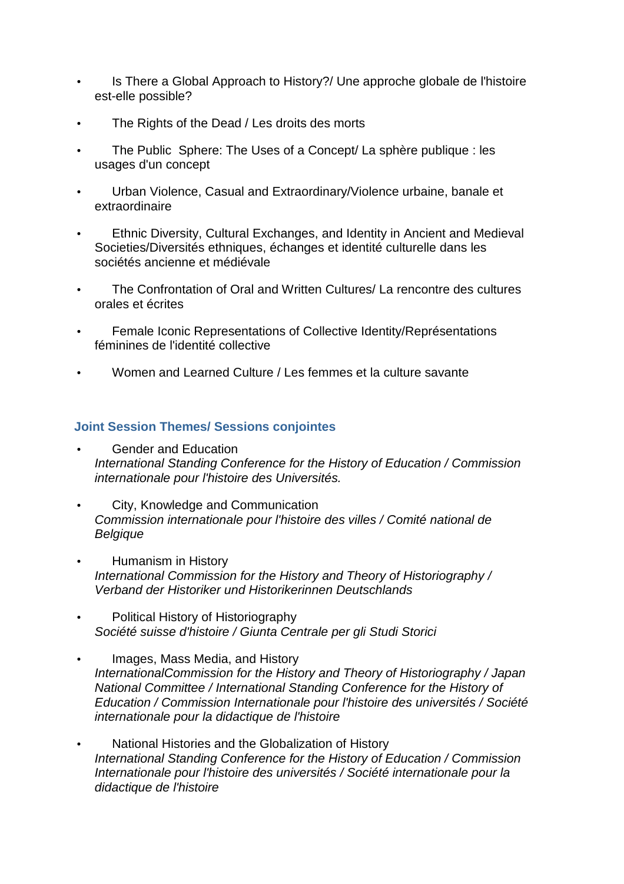- Is There a Global Approach to History?/ Une approche globale de l'histoire est-elle possible?
- The Rights of the Dead / Les droits des morts
- The Public Sphere: The Uses of a Concept/ La sphère publique : les usages d'un concept
- Urban Violence, Casual and Extraordinary/Violence urbaine, banale et extraordinaire
- Ethnic Diversity, Cultural Exchanges, and Identity in Ancient and Medieval Societies/Diversités ethniques, échanges et identité culturelle dans les sociétés ancienne et médiévale
- The Confrontation of Oral and Written Cultures/ La rencontre des cultures orales et écrites
- Female Iconic Representations of Collective Identity/Représentations féminines de l'identité collective
- Women and Learned Culture / Les femmes et la culture savante

### Joint Session Themes/ Sessions conjointes

- Gender and Education  
  *International Standing Conference for the History of Education / Commission internationale pour l'histoire des Universités.*
- City, Knowledge and Communication  
  *Commission internationale pour l'histoire des villes / Comité national de Belgique*
- Humanism in History  
  *International Commission for the History and Theory of Historiography / Verband der Historiker und Historikerinnen Deutschlands*
- Political History of Historiography  
  *Société suisse d'histoire / Giunta Centrale per gli Studi Storici*
- Images, Mass Media, and History  
  *InternationalCommission for the History and Theory of Historiography / Japan National Committee / International Standing Conference for the History of Education / Commission Internationale pour l'histoire des universités / Société internationale pour la didactique de l'histoire*
- National Histories and the Globalization of History  
  *International Standing Conference for the History of Education / Commission Internationale pour l'histoire des universités / Société internationale pour la didactique de l'histoire*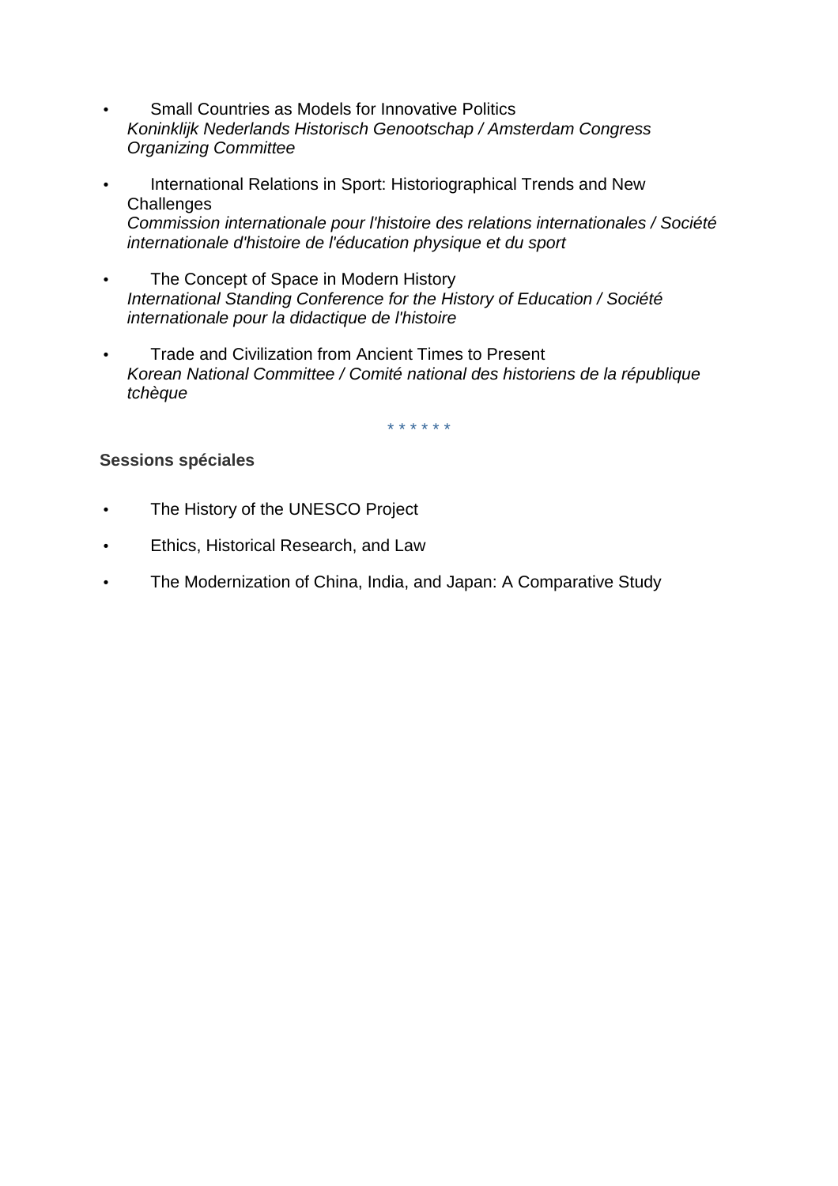- Small Countries as Models for Innovative Politics
  *Koninklijk Nederlands Historisch Genootschap / Amsterdam Congress Organizing Committee*

- International Relations in Sport: Historiographical Trends and New Challenges
  *Commission internationale pour l'histoire des relations internationales / Société internationale d'histoire de l'éducation physique et du sport*

- The Concept of Space in Modern History
  *International Standing Conference for the History of Education / Société internationale pour la didactique de l'histoire*

- Trade and Civilization from Ancient Times to Present
  *Korean National Committee / Comité national des historiens de la république tchèque*

\* \* \* \* \* \*

**Sessions spéciales**

- The History of the UNESCO Project
- Ethics, Historical Research, and Law
- The Modernization of China, India, and Japan: A Comparative Study